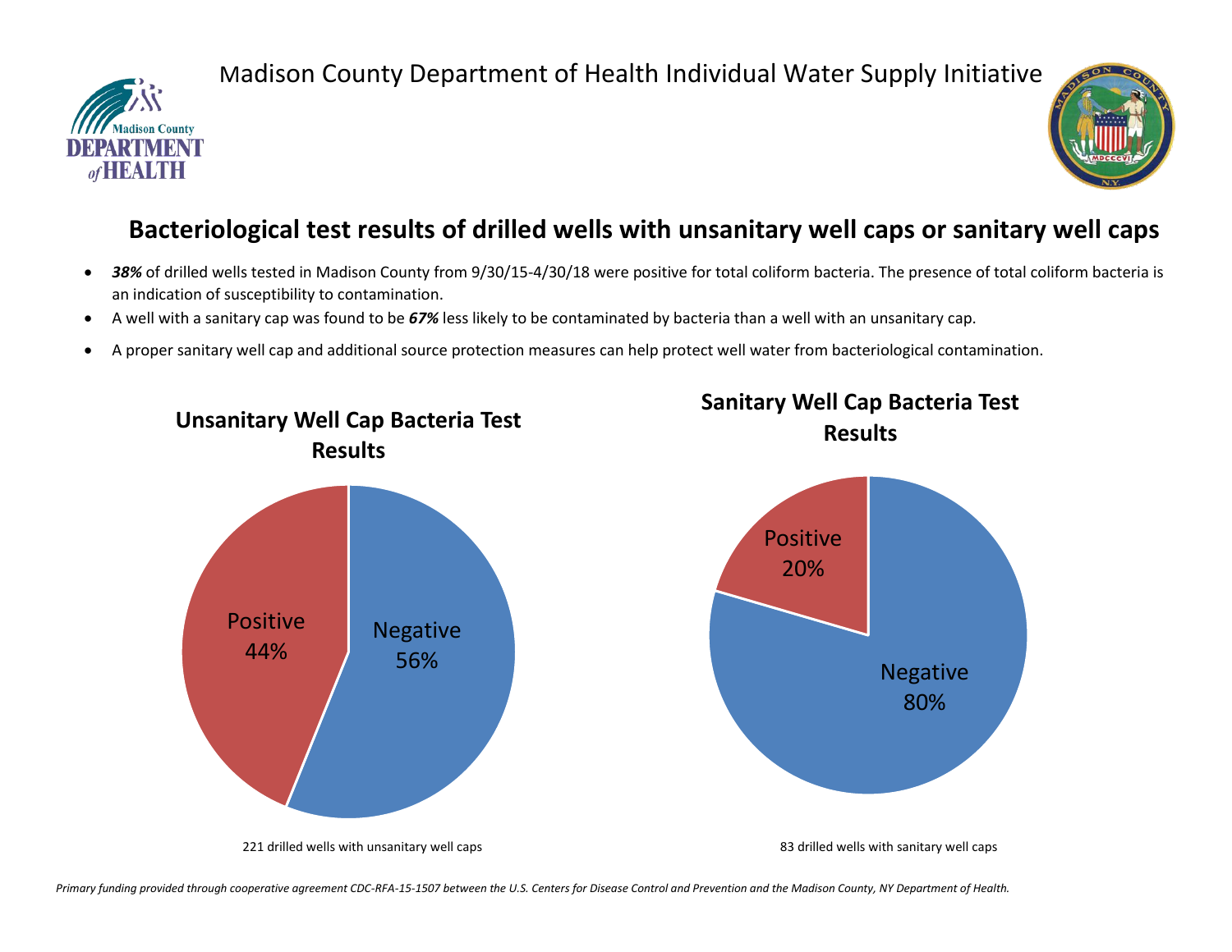Madison County Department of Health Individual Water Supply Initiative

## Bacteriological test results of drilled wells with unsanitary well caps or sanitary well caps

- ***38%*** of drilled wells tested in Madison County from 9/30/15-4/30/18 were positive for total coliform bacteria. The presence of total coliform bacteria is an indication of susceptibility to contamination.
- A well with a sanitary cap was found to be ***67%*** less likely to be contaminated by bacteria than a well with an unsanitary cap.
- A proper sanitary well cap and additional source protection measures can help protect well water from bacteriological contamination.

### Unsanitary Well Cap Bacteria Test Results

Positive 44%

Negative 56%

221 drilled wells with unsanitary well caps

### Sanitary Well Cap Bacteria Test Results

Positive 20%

Negative 80%

83 drilled wells with sanitary well caps

*Primary funding provided through cooperative agreement CDC-RFA-15-1507 between the U.S. Centers for Disease Control and Prevention and the Madison County, NY Department of Health.*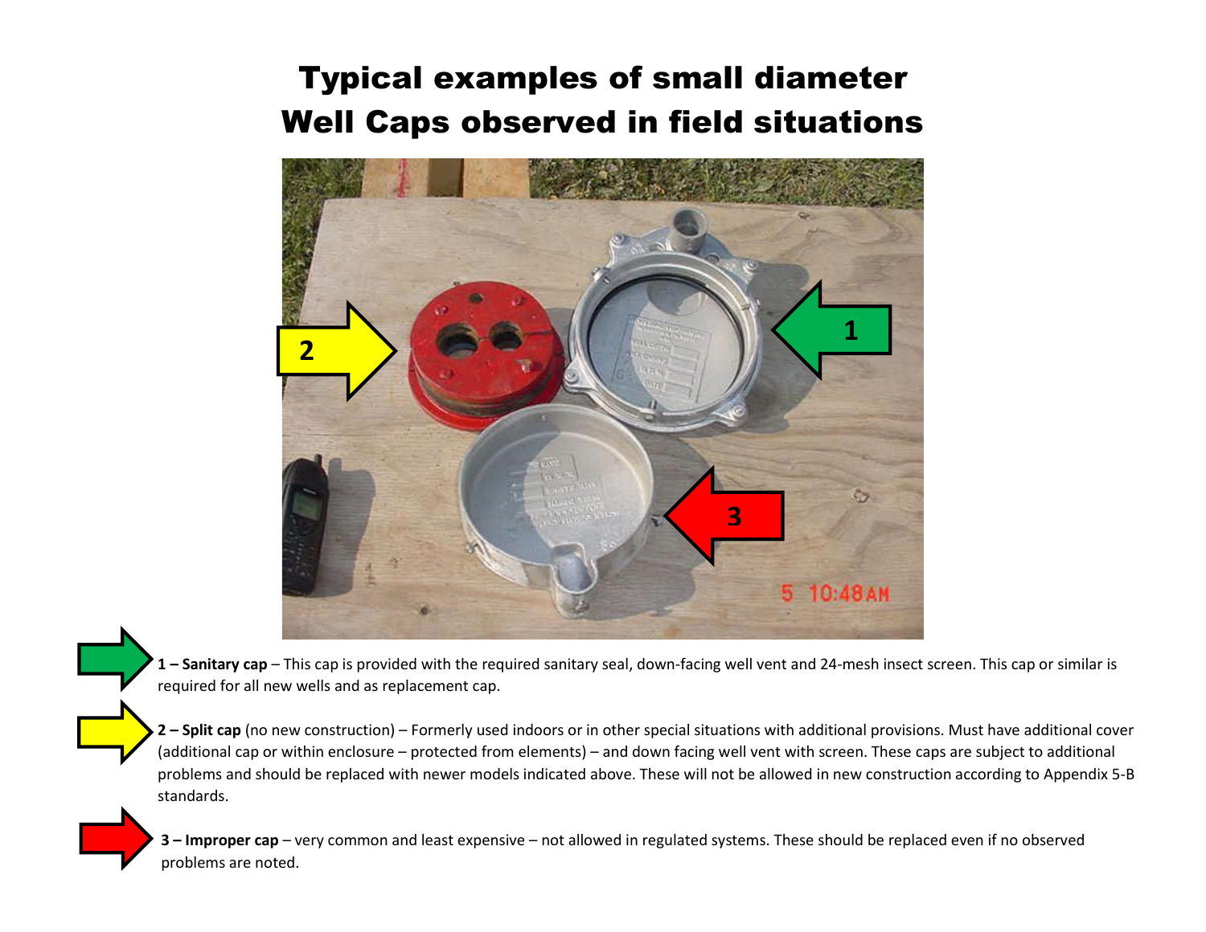# Typical examples of small diameter Well Caps observed in field situations

**1 – Sanitary cap** – This cap is provided with the required sanitary seal, down-facing well vent and 24-mesh insect screen. This cap or similar is required for all new wells and as replacement cap.

**2 – Split cap** (no new construction) – Formerly used indoors or in other special situations with additional provisions. Must have additional cover (additional cap or within enclosure – protected from elements) – and down facing well vent with screen. These caps are subject to additional problems and should be replaced with newer models indicated above. These will not be allowed in new construction according to Appendix 5-B standards.

**3 – Improper cap** – very common and least expensive – not allowed in regulated systems. These should be replaced even if no observed problems are noted.